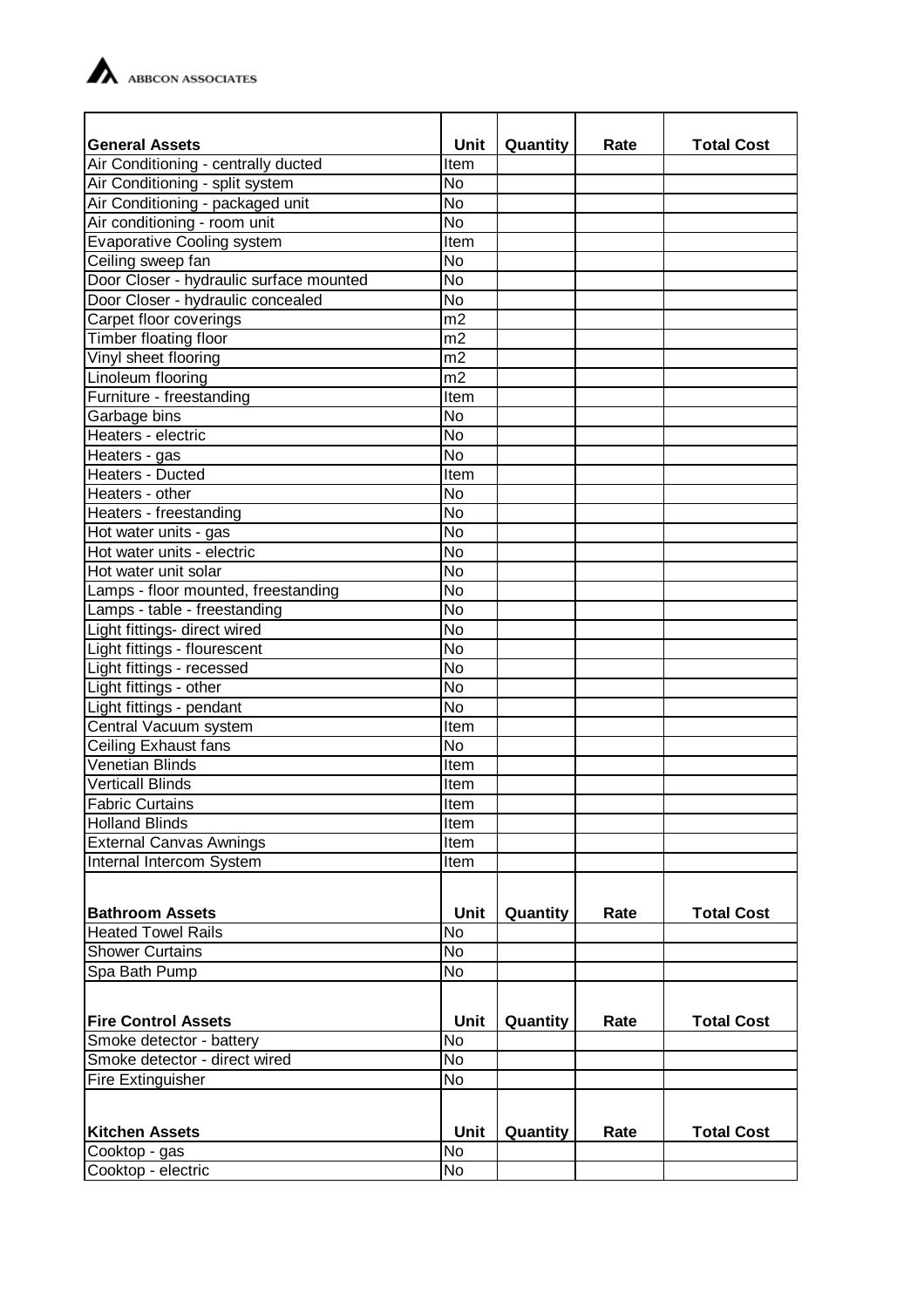ABBCON ASSOCIATES

| General Assets | Unit | Quantity | Rate | Total Cost |
|---|---|---|---|---|
| Air Conditioning - centrally ducted | Item | | | |
| Air Conditioning - split system | No | | | |
| Air Conditioning - packaged unit | No | | | |
| Air conditioning - room unit | No | | | |
| Evaporative Cooling system | Item | | | |
| Ceiling sweep fan | No | | | |
| Door Closer - hydraulic surface mounted | No | | | |
| Door Closer - hydraulic concealed | No | | | |
| Carpet floor coverings | m2 | | | |
| Timber floating floor | m2 | | | |
| Vinyl sheet flooring | m2 | | | |
| Linoleum flooring | m2 | | | |
| Furniture - freestanding | Item | | | |
| Garbage bins | No | | | |
| Heaters - electric | No | | | |
| Heaters - gas | No | | | |
| Heaters - Ducted | Item | | | |
| Heaters - other | No | | | |
| Heaters - freestanding | No | | | |
| Hot water units - gas | No | | | |
| Hot water units - electric | No | | | |
| Hot water unit solar | No | | | |
| Lamps - floor mounted, freestanding | No | | | |
| Lamps - table - freestanding | No | | | |
| Light fittings- direct wired | No | | | |
| Light fittings - flourescent | No | | | |
| Light fittings - recessed | No | | | |
| Light fittings - other | No | | | |
| Light fittings - pendant | No | | | |
| Central Vacuum system | Item | | | |
| Ceiling Exhaust fans | No | | | |
| Venetian Blinds | Item | | | |
| Verticall Blinds | Item | | | |
| Fabric Curtains | Item | | | |
| Holland Blinds | Item | | | |
| External Canvas Awnings | Item | | | |
| Internal Intercom System | Item | | | |

| Bathroom Assets | Unit | Quantity | Rate | Total Cost |
|---|---|---|---|---|
| Heated Towel Rails | No | | | |
| Shower Curtains | No | | | |
| Spa Bath Pump | No | | | |

| Fire Control Assets | Unit | Quantity | Rate | Total Cost |
|---|---|---|---|---|
| Smoke detector - battery | No | | | |
| Smoke detector - direct wired | No | | | |
| Fire Extinguisher | No | | | |

| Kitchen Assets | Unit | Quantity | Rate | Total Cost |
|---|---|---|---|---|
| Cooktop - gas | No | | | |
| Cooktop - electric | No | | | |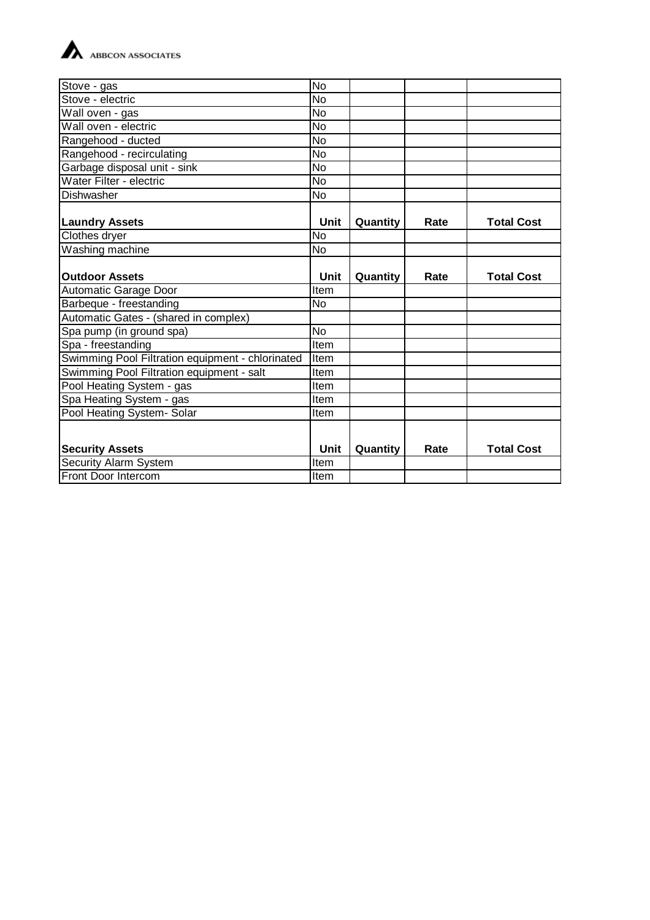| | | | | |
|---|---|---|---|---|
| Stove - gas | No | | | |
| Stove - electric | No | | | |
| Wall oven - gas | No | | | |
| Wall oven - electric | No | | | |
| Rangehood - ducted | No | | | |
| Rangehood - recirculating | No | | | |
| Garbage disposal unit - sink | No | | | |
| Water Filter - electric | No | | | |
| Dishwasher | No | | | |
| **Laundry Assets** | **Unit** | **Quantity** | **Rate** | **Total Cost** |
| Clothes dryer | No | | | |
| Washing machine | No | | | |
| **Outdoor Assets** | **Unit** | **Quantity** | **Rate** | **Total Cost** |
| Automatic Garage Door | Item | | | |
| Barbeque - freestanding | No | | | |
| Automatic Gates - (shared in complex) | | | | |
| Spa pump (in ground spa) | No | | | |
| Spa - freestanding | Item | | | |
| Swimming Pool Filtration equipment - chlorinated | Item | | | |
| Swimming Pool Filtration equipment - salt | Item | | | |
| Pool Heating System - gas | Item | | | |
| Spa Heating System - gas | Item | | | |
| Pool Heating System- Solar | Item | | | |
| **Security Assets** | **Unit** | **Quantity** | **Rate** | **Total Cost** |
| Security Alarm System | Item | | | |
| Front Door Intercom | Item | | | |